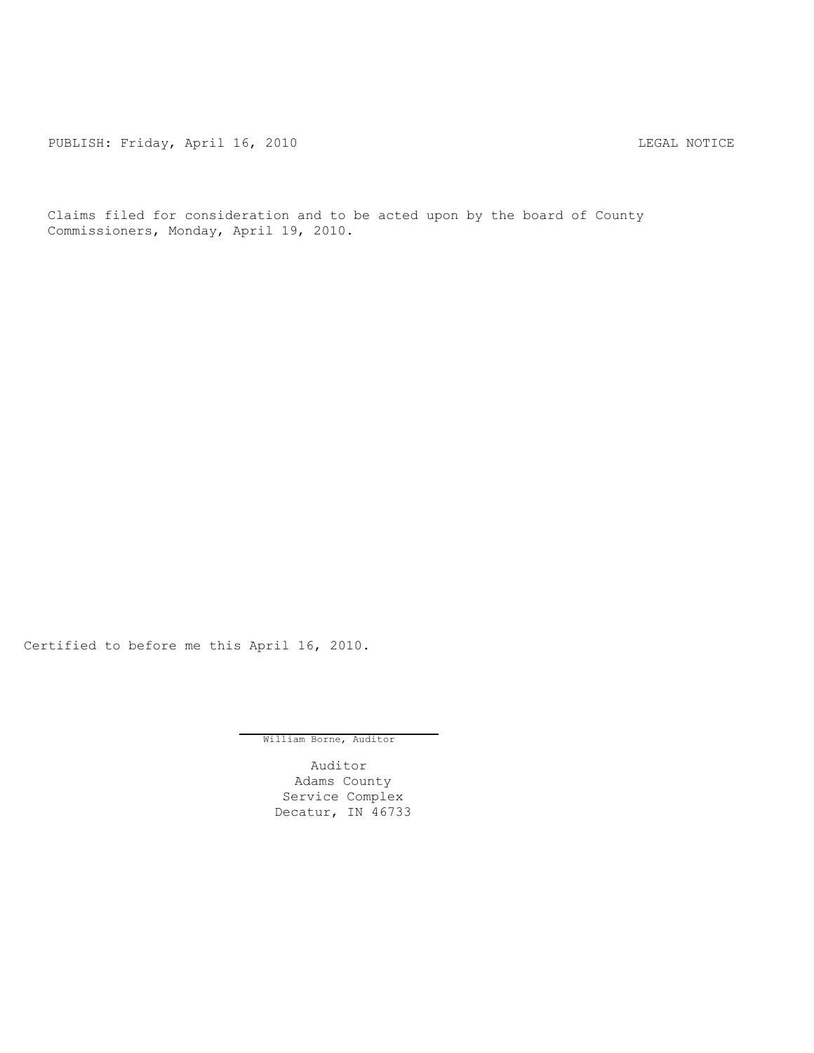PUBLISH: Friday, April 16, 2010 LEGAL NOTICE

Claims filed for consideration and to be acted upon by the board of County Commissioners, Monday, April 19, 2010.

Certified to before me this April 16, 2010.

William Borne, Auditor

Auditor
Adams County
Service Complex
Decatur, IN 46733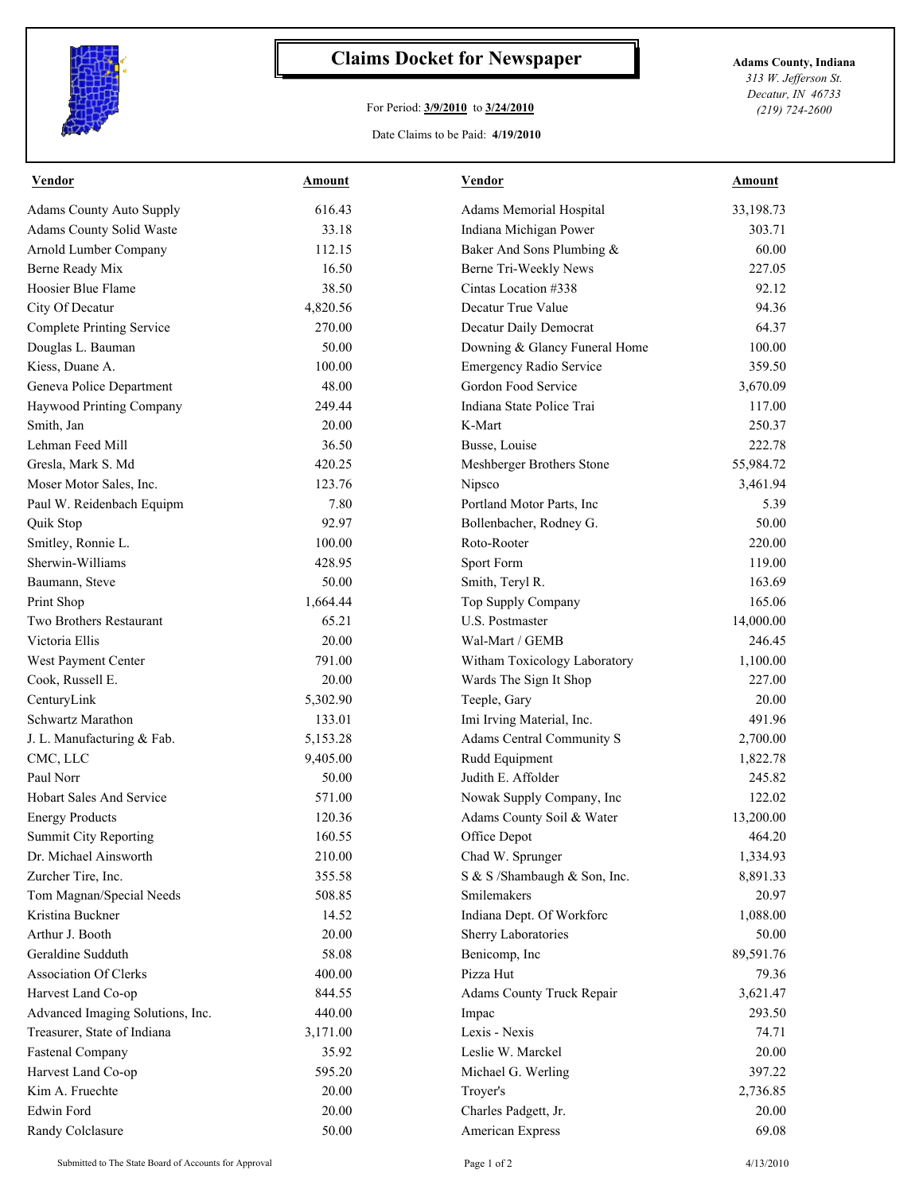# Claims Docket for Newspaper

For Period: **3/9/2010** to **3/24/2010**

Date Claims to be Paid: **4/19/2010**

**Adams County, Indiana**
*313 W. Jefferson St.*
*Decatur, IN 46733*
*(219) 724-2600*

| Vendor | Amount | Vendor | Amount |
|---|---|---|---|
| Adams County Auto Supply | 616.43 | Adams Memorial Hospital | 33,198.73 |
| Adams County Solid Waste | 33.18 | Indiana Michigan Power | 303.71 |
| Arnold Lumber Company | 112.15 | Baker And Sons Plumbing & | 60.00 |
| Berne Ready Mix | 16.50 | Berne Tri-Weekly News | 227.05 |
| Hoosier Blue Flame | 38.50 | Cintas Location #338 | 92.12 |
| City Of Decatur | 4,820.56 | Decatur True Value | 94.36 |
| Complete Printing Service | 270.00 | Decatur Daily Democrat | 64.37 |
| Douglas L. Bauman | 50.00 | Downing & Glancy Funeral Home | 100.00 |
| Kiess, Duane A. | 100.00 | Emergency Radio Service | 359.50 |
| Geneva Police Department | 48.00 | Gordon Food Service | 3,670.09 |
| Haywood Printing Company | 249.44 | Indiana State Police Trai | 117.00 |
| Smith, Jan | 20.00 | K-Mart | 250.37 |
| Lehman Feed Mill | 36.50 | Busse, Louise | 222.78 |
| Gresla, Mark S. Md | 420.25 | Meshberger Brothers Stone | 55,984.72 |
| Moser Motor Sales, Inc. | 123.76 | Nipsco | 3,461.94 |
| Paul W. Reidenbach Equipm | 7.80 | Portland Motor Parts, Inc | 5.39 |
| Quik Stop | 92.97 | Bollenbacher, Rodney G. | 50.00 |
| Smitley, Ronnie L. | 100.00 | Roto-Rooter | 220.00 |
| Sherwin-Williams | 428.95 | Sport Form | 119.00 |
| Baumann, Steve | 50.00 | Smith, Teryl R. | 163.69 |
| Print Shop | 1,664.44 | Top Supply Company | 165.06 |
| Two Brothers Restaurant | 65.21 | U.S. Postmaster | 14,000.00 |
| Victoria Ellis | 20.00 | Wal-Mart / GEMB | 246.45 |
| West Payment Center | 791.00 | Witham Toxicology Laboratory | 1,100.00 |
| Cook, Russell E. | 20.00 | Wards The Sign It Shop | 227.00 |
| CenturyLink | 5,302.90 | Teeple, Gary | 20.00 |
| Schwartz Marathon | 133.01 | Imi Irving Material, Inc. | 491.96 |
| J. L. Manufacturing & Fab. | 5,153.28 | Adams Central Community S | 2,700.00 |
| CMC, LLC | 9,405.00 | Rudd Equipment | 1,822.78 |
| Paul Norr | 50.00 | Judith E. Affolder | 245.82 |
| Hobart Sales And Service | 571.00 | Nowak Supply Company, Inc | 122.02 |
| Energy Products | 120.36 | Adams County Soil & Water | 13,200.00 |
| Summit City Reporting | 160.55 | Office Depot | 464.20 |
| Dr. Michael Ainsworth | 210.00 | Chad W. Sprunger | 1,334.93 |
| Zurcher Tire, Inc. | 355.58 | S & S /Shambaugh & Son, Inc. | 8,891.33 |
| Tom Magnan/Special Needs | 508.85 | Smilemakers | 20.97 |
| Kristina Buckner | 14.52 | Indiana Dept. Of Workforc | 1,088.00 |
| Arthur J. Booth | 20.00 | Sherry Laboratories | 50.00 |
| Geraldine Sudduth | 58.08 | Benicomp, Inc | 89,591.76 |
| Association Of Clerks | 400.00 | Pizza Hut | 79.36 |
| Harvest Land Co-op | 844.55 | Adams County Truck Repair | 3,621.47 |
| Advanced Imaging Solutions, Inc. | 440.00 | Impac | 293.50 |
| Treasurer, State of Indiana | 3,171.00 | Lexis - Nexis | 74.71 |
| Fastenal Company | 35.92 | Leslie W. Marckel | 20.00 |
| Harvest Land Co-op | 595.20 | Michael G. Werling | 397.22 |
| Kim A. Fruechte | 20.00 | Troyer's | 2,736.85 |
| Edwin Ford | 20.00 | Charles Padgett, Jr. | 20.00 |
| Randy Colclasure | 50.00 | American Express | 69.08 |

Submitted to The State Board of Accounts for Approval

4/13/2010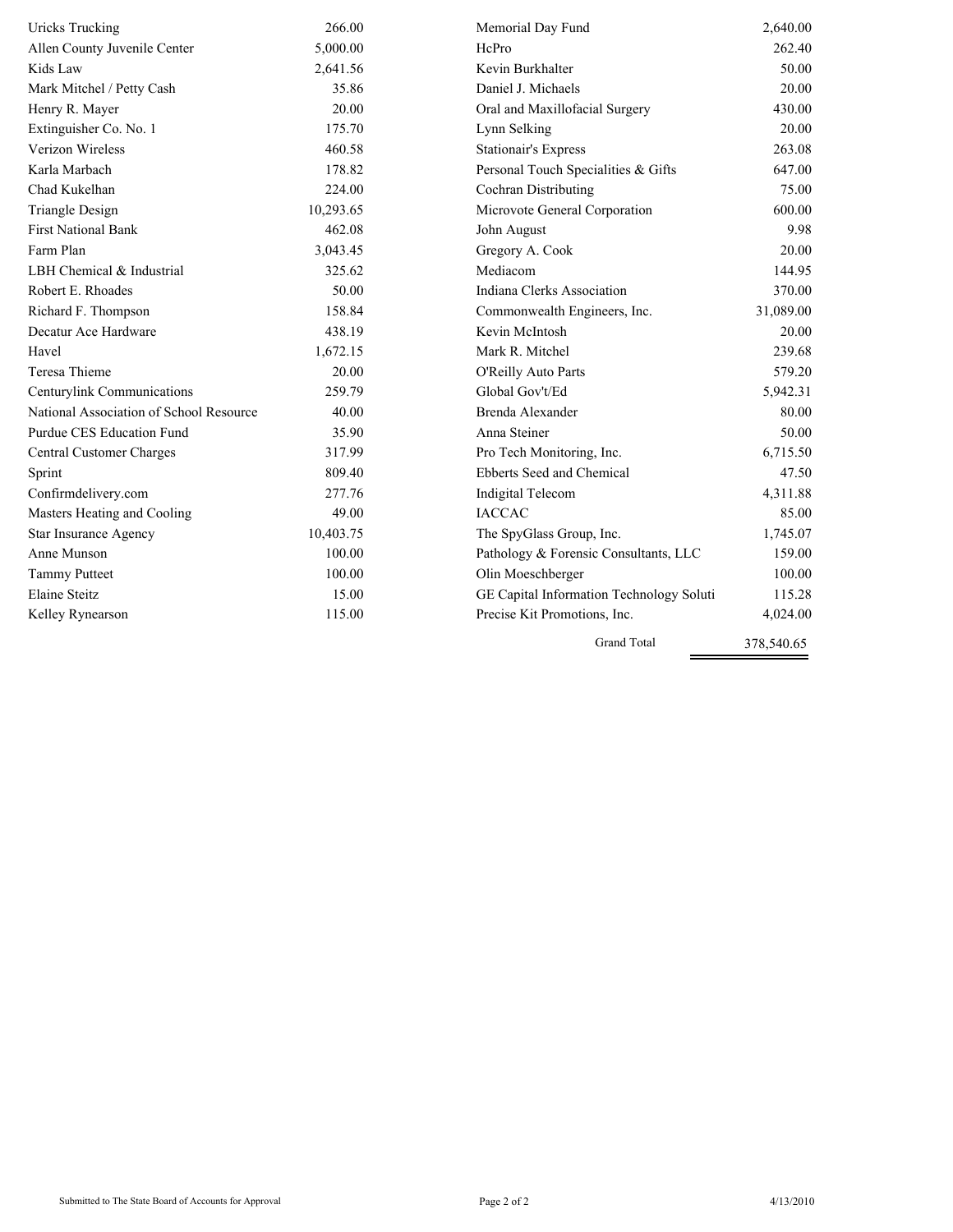| | |
|---|---|
| Uricks Trucking | 266.00 |
| Allen County Juvenile Center | 5,000.00 |
| Kids Law | 2,641.56 |
| Mark Mitchel / Petty Cash | 35.86 |
| Henry R. Mayer | 20.00 |
| Extinguisher Co. No. 1 | 175.70 |
| Verizon Wireless | 460.58 |
| Karla Marbach | 178.82 |
| Chad Kukelhan | 224.00 |
| Triangle Design | 10,293.65 |
| First National Bank | 462.08 |
| Farm Plan | 3,043.45 |
| LBH Chemical & Industrial | 325.62 |
| Robert E. Rhoades | 50.00 |
| Richard F. Thompson | 158.84 |
| Decatur Ace Hardware | 438.19 |
| Havel | 1,672.15 |
| Teresa Thieme | 20.00 |
| Centurylink Communications | 259.79 |
| National Association of School Resource | 40.00 |
| Purdue CES Education Fund | 35.90 |
| Central Customer Charges | 317.99 |
| Sprint | 809.40 |
| Confirmdelivery.com | 277.76 |
| Masters Heating and Cooling | 49.00 |
| Star Insurance Agency | 10,403.75 |
| Anne Munson | 100.00 |
| Tammy Putteet | 100.00 |
| Elaine Steitz | 15.00 |
| Kelley Rynearson | 115.00 |
| Memorial Day Fund | 2,640.00 |
| HcPro | 262.40 |
| Kevin Burkhalter | 50.00 |
| Daniel J. Michaels | 20.00 |
| Oral and Maxillofacial Surgery | 430.00 |
| Lynn Selking | 20.00 |
| Stationair's Express | 263.08 |
| Personal Touch Specialities & Gifts | 647.00 |
| Cochran Distributing | 75.00 |
| Microvote General Corporation | 600.00 |
| John August | 9.98 |
| Gregory A. Cook | 20.00 |
| Mediacom | 144.95 |
| Indiana Clerks Association | 370.00 |
| Commonwealth Engineers, Inc. | 31,089.00 |
| Kevin McIntosh | 20.00 |
| Mark R. Mitchel | 239.68 |
| O'Reilly Auto Parts | 579.20 |
| Global Gov't/Ed | 5,942.31 |
| Brenda Alexander | 80.00 |
| Anna Steiner | 50.00 |
| Pro Tech Monitoring, Inc. | 6,715.50 |
| Ebberts Seed and Chemical | 47.50 |
| Indigital Telecom | 4,311.88 |
| IACCAC | 85.00 |
| The SpyGlass Group, Inc. | 1,745.07 |
| Pathology & Forensic Consultants, LLC | 159.00 |
| Olin Moeschberger | 100.00 |
| GE Capital Information Technology Soluti | 115.28 |
| Precise Kit Promotions, Inc. | 4,024.00 |
| Grand Total | 378,540.65 |

Submitted to The State Board of Accounts for Approval

4/13/2010